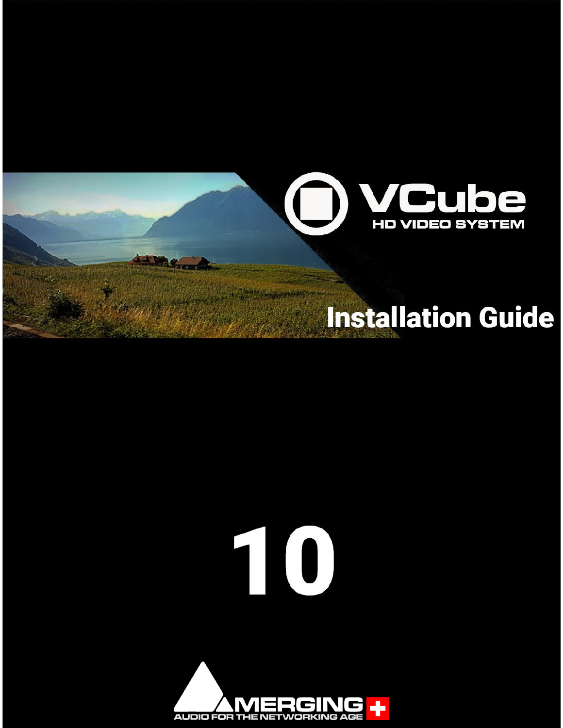# VCube

HD VIDEO SYSTEM

## Installation Guide

# 10

MERGING

AUDIO FOR THE NETWORKING AGE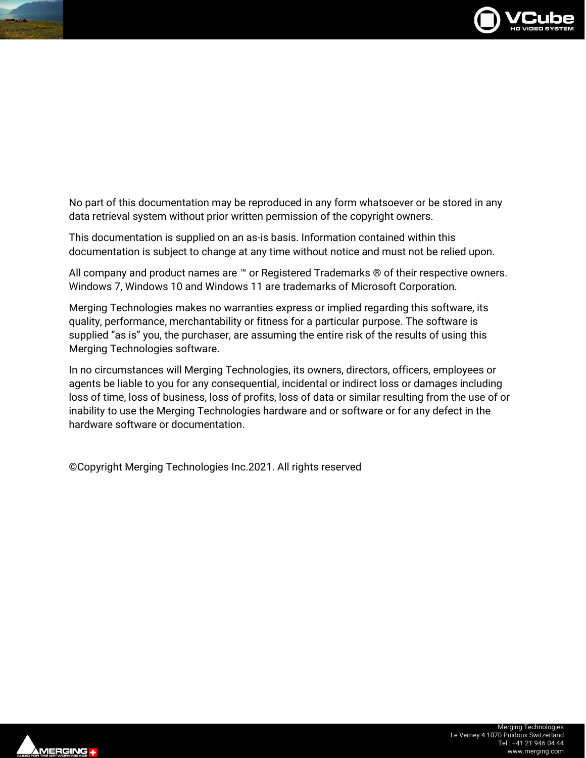No part of this documentation may be reproduced in any form whatsoever or be stored in any data retrieval system without prior written permission of the copyright owners.

This documentation is supplied on an as-is basis. Information contained within this documentation is subject to change at any time without notice and must not be relied upon.

All company and product names are ™ or Registered Trademarks ® of their respective owners. Windows 7, Windows 10 and Windows 11 are trademarks of Microsoft Corporation.

Merging Technologies makes no warranties express or implied regarding this software, its quality, performance, merchantability or fitness for a particular purpose. The software is supplied “as is” you, the purchaser, are assuming the entire risk of the results of using this Merging Technologies software.

In no circumstances will Merging Technologies, its owners, directors, officers, employees or agents be liable to you for any consequential, incidental or indirect loss or damages including loss of time, loss of business, loss of profits, loss of data or similar resulting from the use of or inability to use the Merging Technologies hardware and or software or for any defect in the hardware software or documentation.

©Copyright Merging Technologies Inc.2021. All rights reserved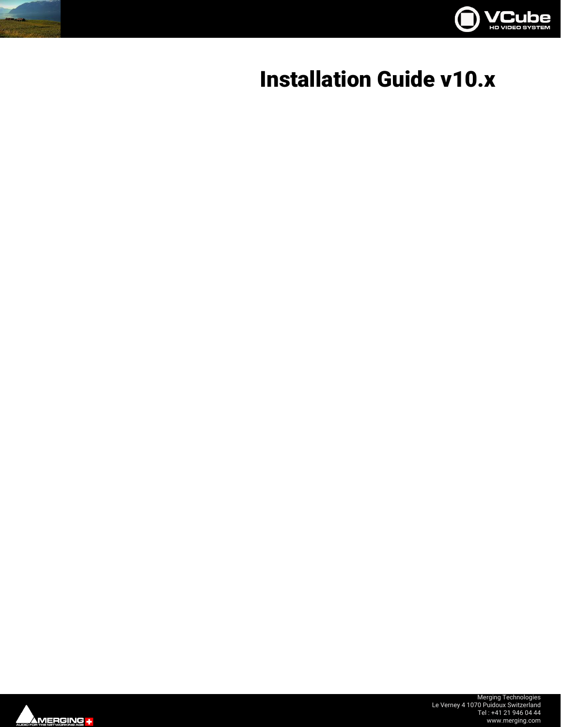# Installation Guide v10.x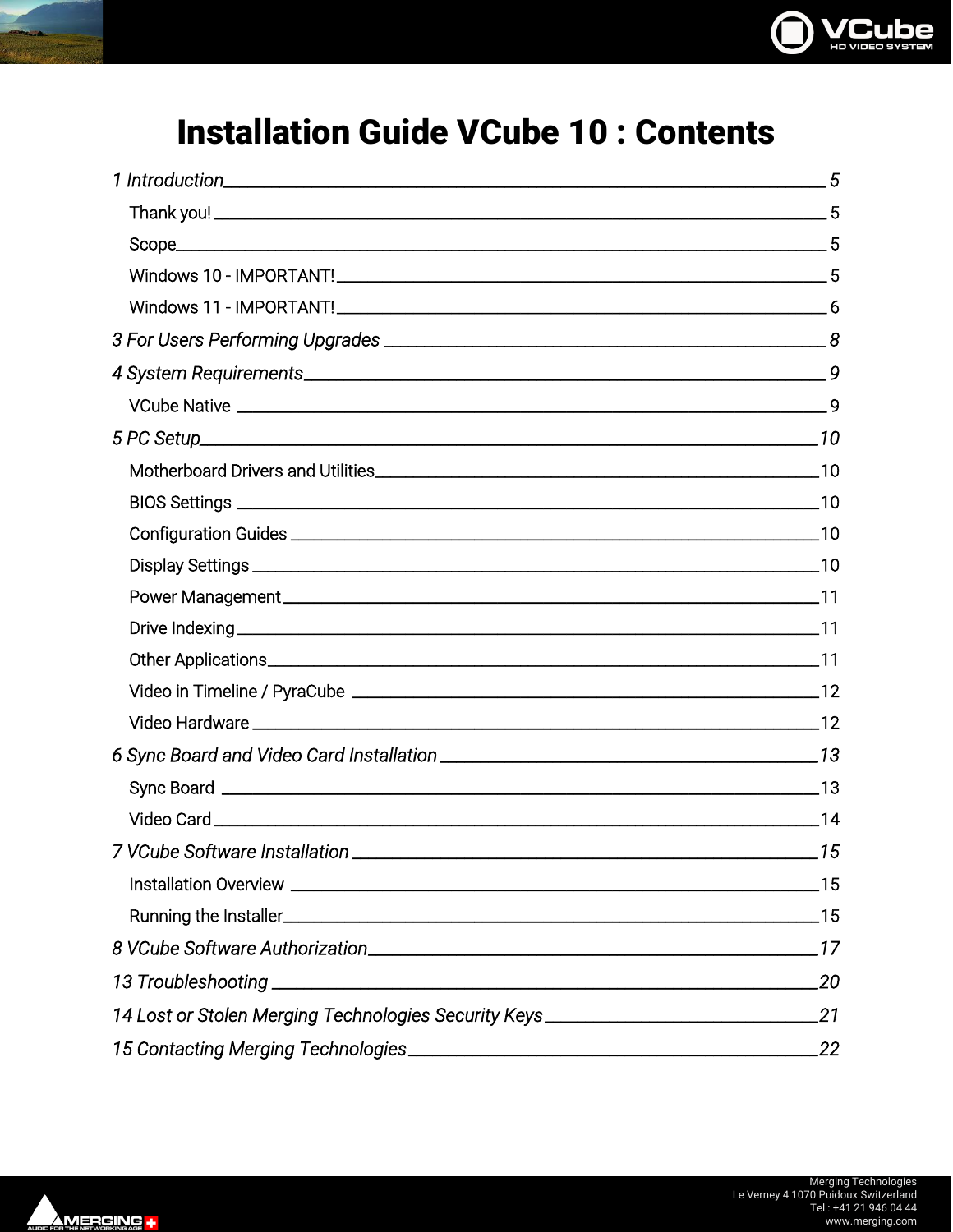# Installation Guide VCube 10 : Contents

*1 Introduction* ........................................................ *5*

- Thank you! ........................................................ 5
- Scope ........................................................ 5
- Windows 10 - IMPORTANT! ........................................................ 5
- Windows 11 - IMPORTANT! ........................................................ 6

*3 For Users Performing Upgrades* ........................................................ *8*

*4 System Requirements* ........................................................ *9*

- VCube Native ........................................................ 9

*5 PC Setup* ........................................................ *10*

- Motherboard Drivers and Utilities ........................................................ 10
- BIOS Settings ........................................................ 10
- Configuration Guides ........................................................ 10
- Display Settings ........................................................ 10
- Power Management ........................................................ 11
- Drive Indexing ........................................................ 11
- Other Applications ........................................................ 11
- Video in Timeline / PyraCube ........................................................ 12
- Video Hardware ........................................................ 12

*6 Sync Board and Video Card Installation* ........................................................ *13*

- Sync Board ........................................................ 13
- Video Card ........................................................ 14

*7 VCube Software Installation* ........................................................ *15*

- Installation Overview ........................................................ 15
- Running the Installer ........................................................ 15

*8 VCube Software Authorization* ........................................................ *17*

*13 Troubleshooting* ........................................................ *20*

*14 Lost or Stolen Merging Technologies Security Keys* ........................................................ *21*

*15 Contacting Merging Technologies* ........................................................ *22*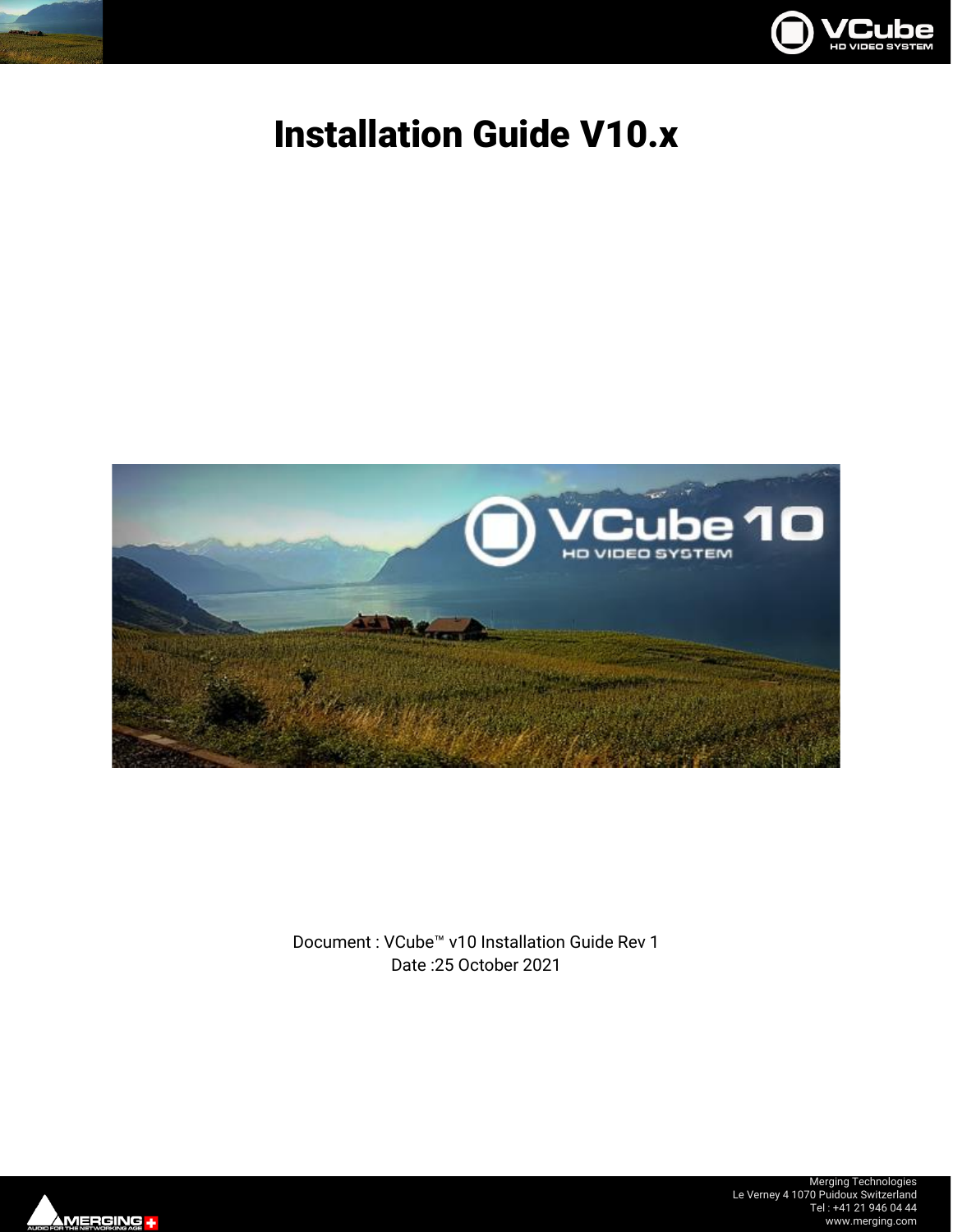# Installation Guide V10.x

Document : VCube™ v10 Installation Guide Rev 1
Date :25 October 2021

Merging Technologies
Le Verney 4 1070 Puidoux Switzerland
Tel : +41 21 946 04 44
www.merging.com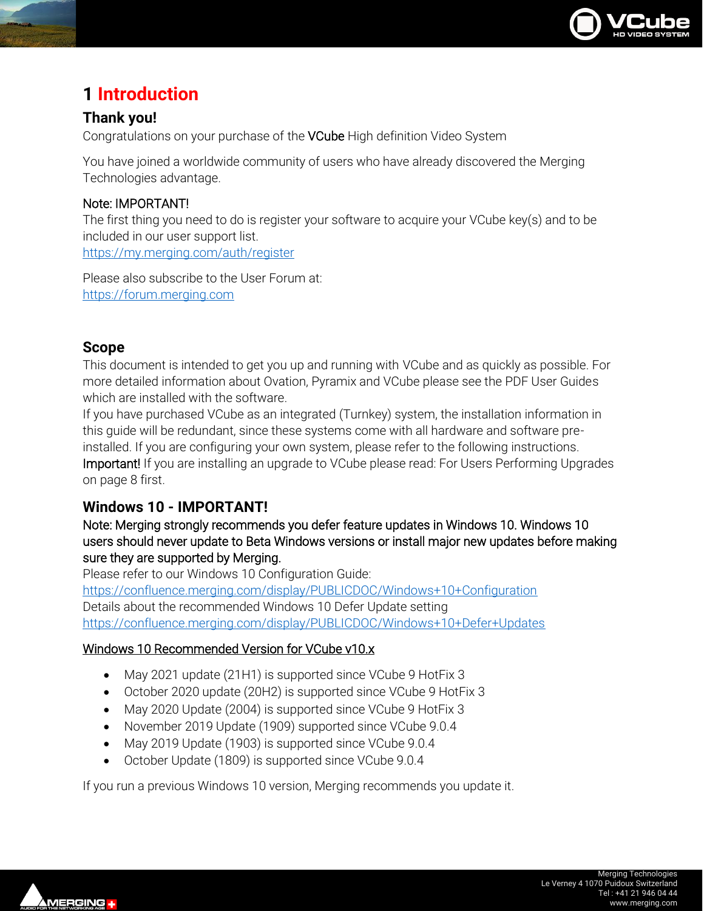# 1 Introduction

## Thank you!

Congratulations on your purchase of the VCube High definition Video System

You have joined a worldwide community of users who have already discovered the Merging Technologies advantage.

Note: IMPORTANT!
The first thing you need to do is register your software to acquire your VCube key(s) and to be included in our user support list.
https://my.merging.com/auth/register

Please also subscribe to the User Forum at:
https://forum.merging.com

## Scope

This document is intended to get you up and running with VCube and as quickly as possible. For more detailed information about Ovation, Pyramix and VCube please see the PDF User Guides which are installed with the software.
If you have purchased VCube as an integrated (Turnkey) system, the installation information in this guide will be redundant, since these systems come with all hardware and software pre-installed. If you are configuring your own system, please refer to the following instructions.
Important! If you are installing an upgrade to VCube please read: For Users Performing Upgrades on page 8 first.

## Windows 10 - IMPORTANT!

Note: Merging strongly recommends you defer feature updates in Windows 10. Windows 10 users should never update to Beta Windows versions or install major new updates before making sure they are supported by Merging.
Please refer to our Windows 10 Configuration Guide:
https://confluence.merging.com/display/PUBLICDOC/Windows+10+Configuration
Details about the recommended Windows 10 Defer Update setting
https://confluence.merging.com/display/PUBLICDOC/Windows+10+Defer+Updates

Windows 10 Recommended Version for VCube v10.x

- May 2021 update (21H1) is supported since VCube 9 HotFix 3
- October 2020 update (20H2) is supported since VCube 9 HotFix 3
- May 2020 Update (2004) is supported since VCube 9 HotFix 3
- November 2019 Update (1909) supported since VCube 9.0.4
- May 2019 Update (1903) is supported since VCube 9.0.4
- October Update (1809) is supported since VCube 9.0.4

If you run a previous Windows 10 version, Merging recommends you update it.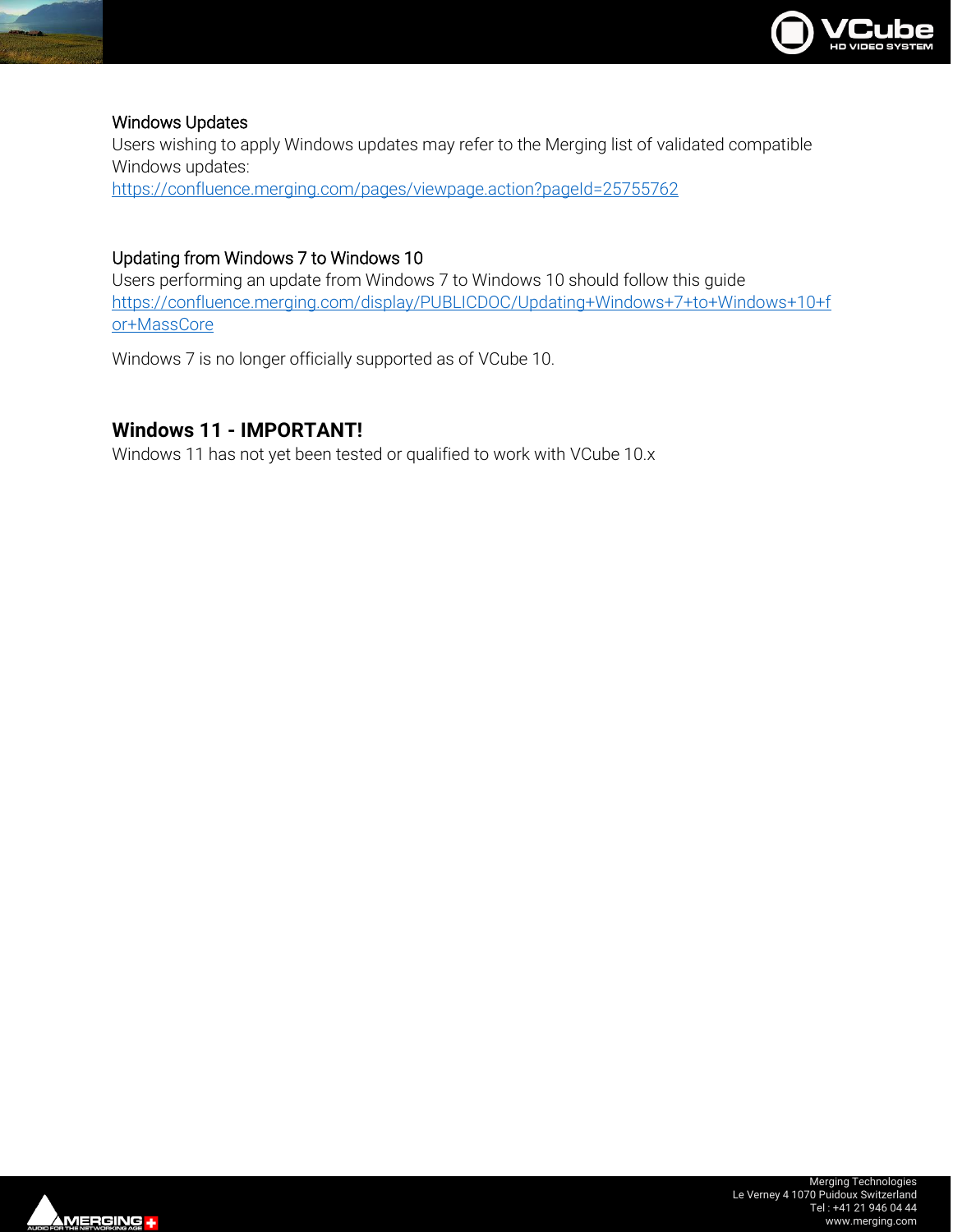### Windows Updates

Users wishing to apply Windows updates may refer to the Merging list of validated compatible Windows updates:
https://confluence.merging.com/pages/viewpage.action?pageId=25755762

### Updating from Windows 7 to Windows 10

Users performing an update from Windows 7 to Windows 10 should follow this guide
https://confluence.merging.com/display/PUBLICDOC/Updating+Windows+7+to+Windows+10+for+MassCore

Windows 7 is no longer officially supported as of VCube 10.

## Windows 11 - IMPORTANT!

Windows 11 has not yet been tested or qualified to work with VCube 10.x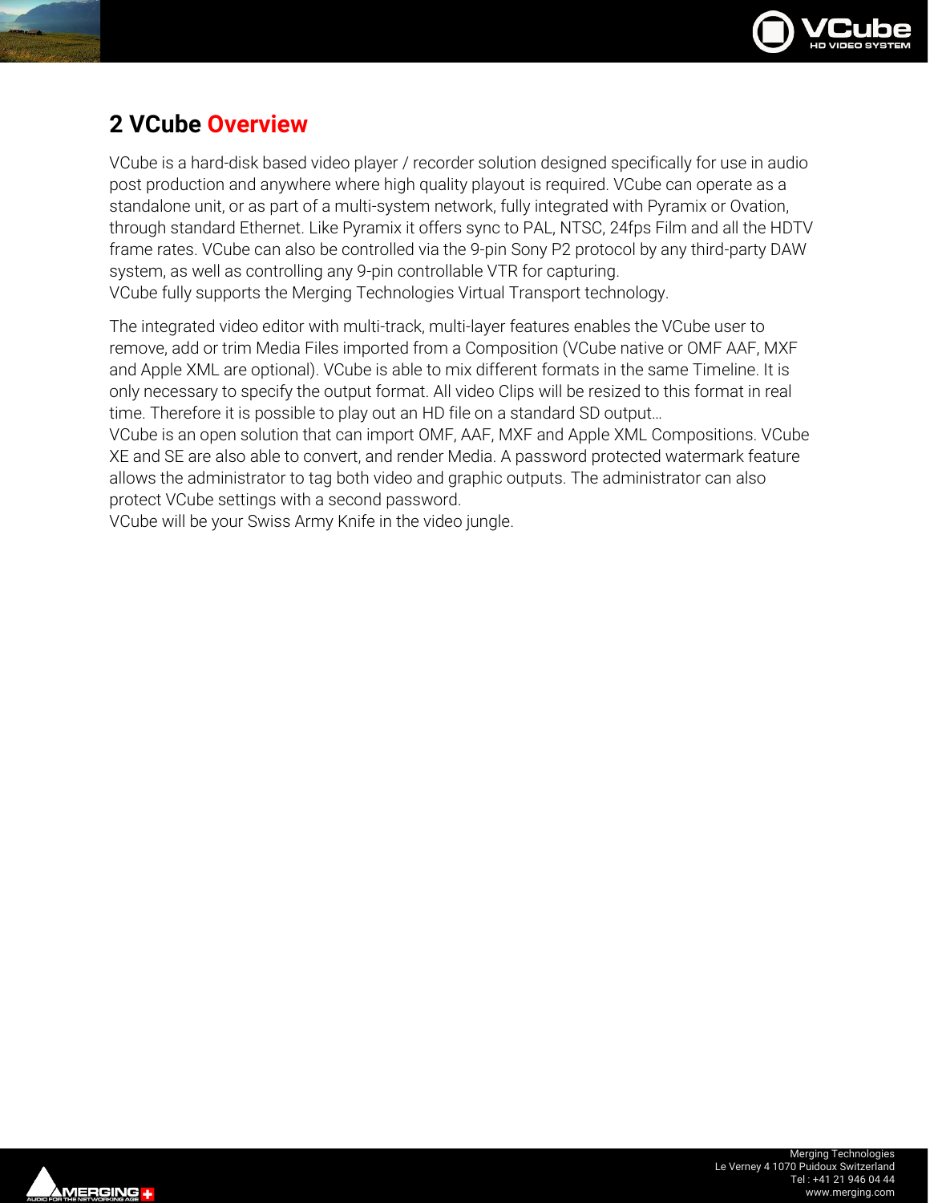# 2 VCube Overview

VCube is a hard-disk based video player / recorder solution designed specifically for use in audio post production and anywhere where high quality playout is required. VCube can operate as a standalone unit, or as part of a multi-system network, fully integrated with Pyramix or Ovation, through standard Ethernet. Like Pyramix it offers sync to PAL, NTSC, 24fps Film and all the HDTV frame rates. VCube can also be controlled via the 9-pin Sony P2 protocol by any third-party DAW system, as well as controlling any 9-pin controllable VTR for capturing.
VCube fully supports the Merging Technologies Virtual Transport technology.

The integrated video editor with multi-track, multi-layer features enables the VCube user to remove, add or trim Media Files imported from a Composition (VCube native or OMF AAF, MXF and Apple XML are optional). VCube is able to mix different formats in the same Timeline. It is only necessary to specify the output format. All video Clips will be resized to this format in real time. Therefore it is possible to play out an HD file on a standard SD output…
VCube is an open solution that can import OMF, AAF, MXF and Apple XML Compositions. VCube XE and SE are also able to convert, and render Media. A password protected watermark feature allows the administrator to tag both video and graphic outputs. The administrator can also protect VCube settings with a second password.
VCube will be your Swiss Army Knife in the video jungle.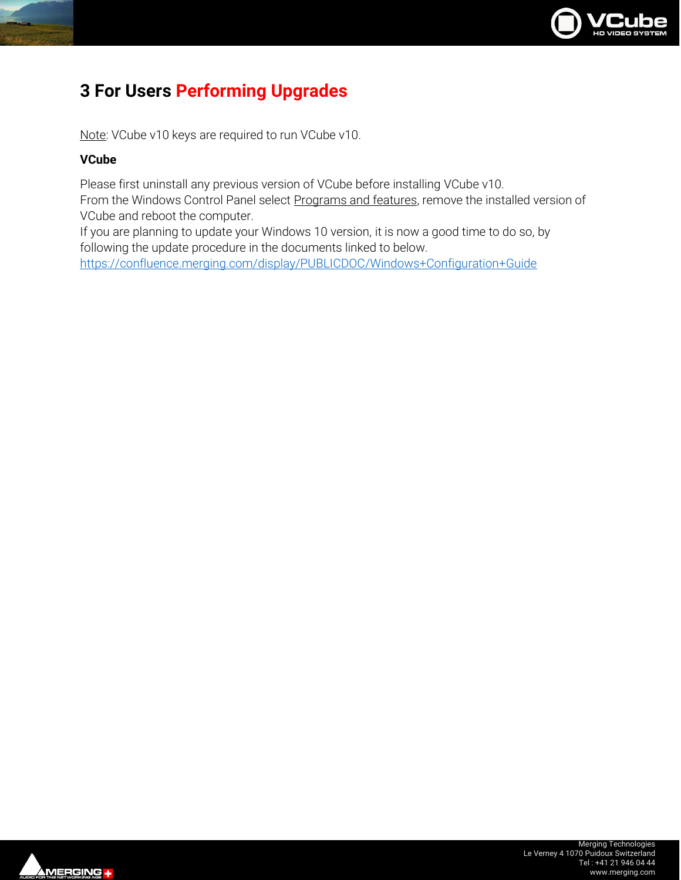# 3 For Users Performing Upgrades

Note: VCube v10 keys are required to run VCube v10.

**VCube**

Please first uninstall any previous version of VCube before installing VCube v10.
From the Windows Control Panel select Programs and features, remove the installed version of VCube and reboot the computer.
If you are planning to update your Windows 10 version, it is now a good time to do so, by following the update procedure in the documents linked to below.
https://confluence.merging.com/display/PUBLICDOC/Windows+Configuration+Guide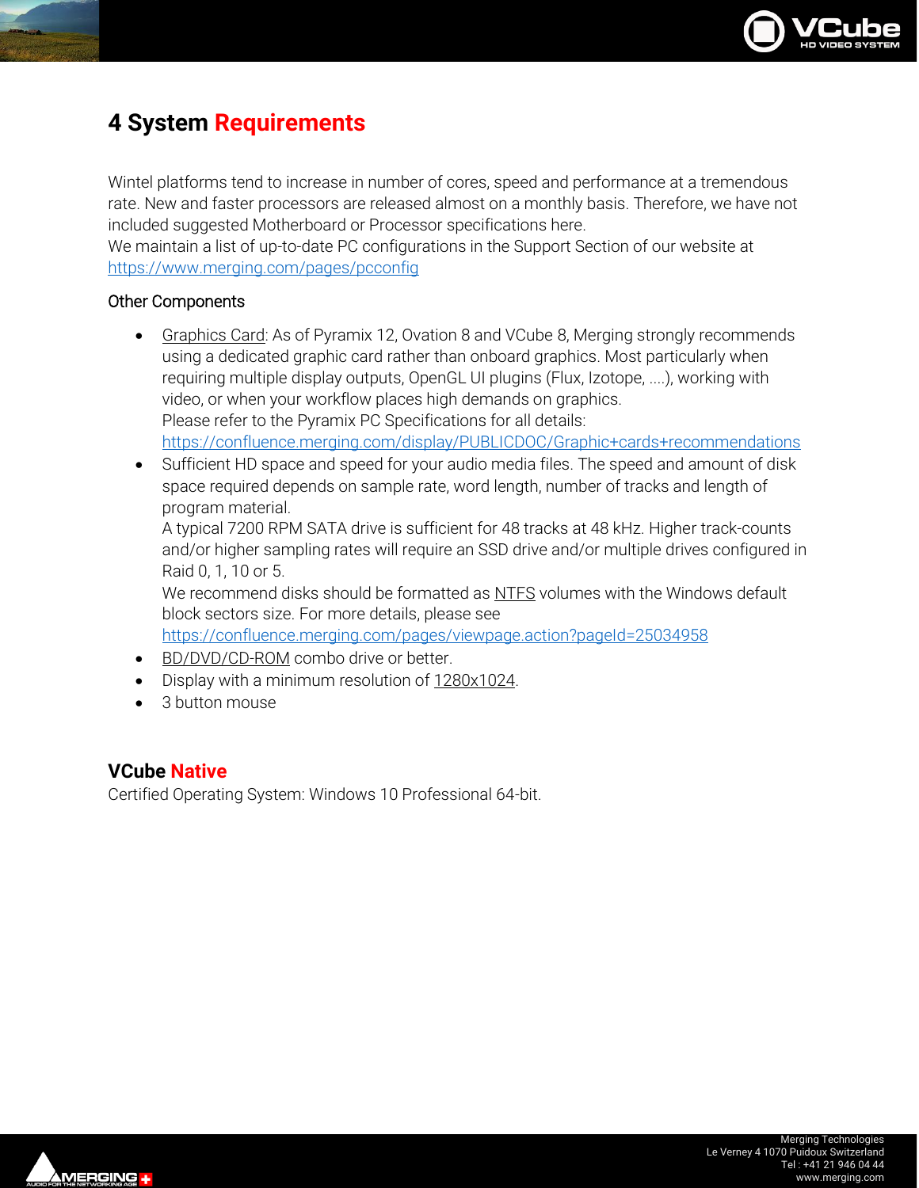# 4 System Requirements

Wintel platforms tend to increase in number of cores, speed and performance at a tremendous rate. New and faster processors are released almost on a monthly basis. Therefore, we have not included suggested Motherboard or Processor specifications here.
We maintain a list of up-to-date PC configurations in the Support Section of our website at https://www.merging.com/pages/pcconfig

Other Components

- Graphics Card: As of Pyramix 12, Ovation 8 and VCube 8, Merging strongly recommends using a dedicated graphic card rather than onboard graphics. Most particularly when requiring multiple display outputs, OpenGL UI plugins (Flux, Izotope, ....), working with video, or when your workflow places high demands on graphics.
  Please refer to the Pyramix PC Specifications for all details:
  https://confluence.merging.com/display/PUBLICDOC/Graphic+cards+recommendations
- Sufficient HD space and speed for your audio media files. The speed and amount of disk space required depends on sample rate, word length, number of tracks and length of program material.
  A typical 7200 RPM SATA drive is sufficient for 48 tracks at 48 kHz. Higher track-counts and/or higher sampling rates will require an SSD drive and/or multiple drives configured in Raid 0, 1, 10 or 5.
  We recommend disks should be formatted as NTFS volumes with the Windows default block sectors size. For more details, please see
  https://confluence.merging.com/pages/viewpage.action?pageId=25034958
- BD/DVD/CD-ROM combo drive or better.
- Display with a minimum resolution of 1280x1024.
- 3 button mouse

## VCube Native

Certified Operating System: Windows 10 Professional 64-bit.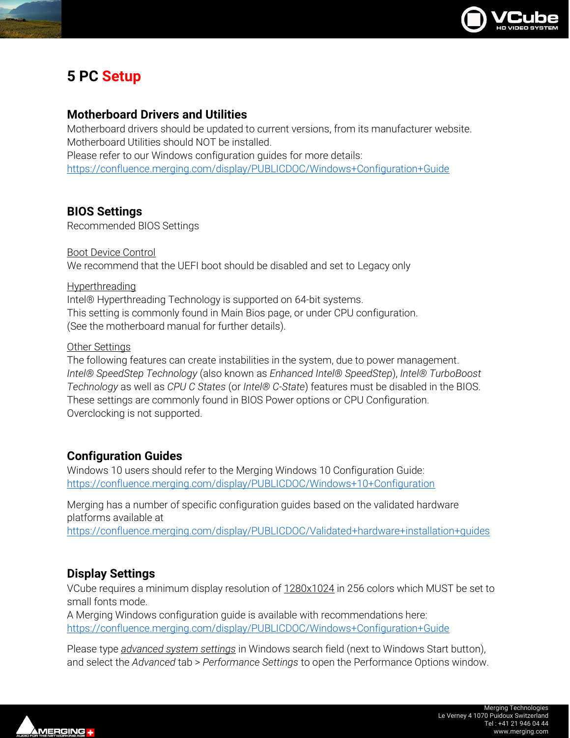# 5 PC Setup

## Motherboard Drivers and Utilities

Motherboard drivers should be updated to current versions, from its manufacturer website.
Motherboard Utilities should NOT be installed.
Please refer to our Windows configuration guides for more details:
https://confluence.merging.com/display/PUBLICDOC/Windows+Configuration+Guide

## BIOS Settings

Recommended BIOS Settings

Boot Device Control
We recommend that the UEFI boot should be disabled and set to Legacy only

Hyperthreading
Intel® Hyperthreading Technology is supported on 64-bit systems.
This setting is commonly found in Main Bios page, or under CPU configuration.
(See the motherboard manual for further details).

Other Settings
The following features can create instabilities in the system, due to power management.
*Intel® SpeedStep Technology* (also known as *Enhanced Intel® SpeedStep*), *Intel® TurboBoost Technology* as well as *CPU C States* (or *Intel® C-State*) features must be disabled in the BIOS.
These settings are commonly found in BIOS Power options or CPU Configuration.
Overclocking is not supported.

## Configuration Guides

Windows 10 users should refer to the Merging Windows 10 Configuration Guide:
https://confluence.merging.com/display/PUBLICDOC/Windows+10+Configuration

Merging has a number of specific configuration guides based on the validated hardware platforms available at
https://confluence.merging.com/display/PUBLICDOC/Validated+hardware+installation+guides

## Display Settings

VCube requires a minimum display resolution of 1280x1024 in 256 colors which MUST be set to small fonts mode.
A Merging Windows configuration guide is available with recommendations here:
https://confluence.merging.com/display/PUBLICDOC/Windows+Configuration+Guide

Please type *advanced system settings* in Windows search field (next to Windows Start button), and select the *Advanced* tab > *Performance Settings* to open the Performance Options window.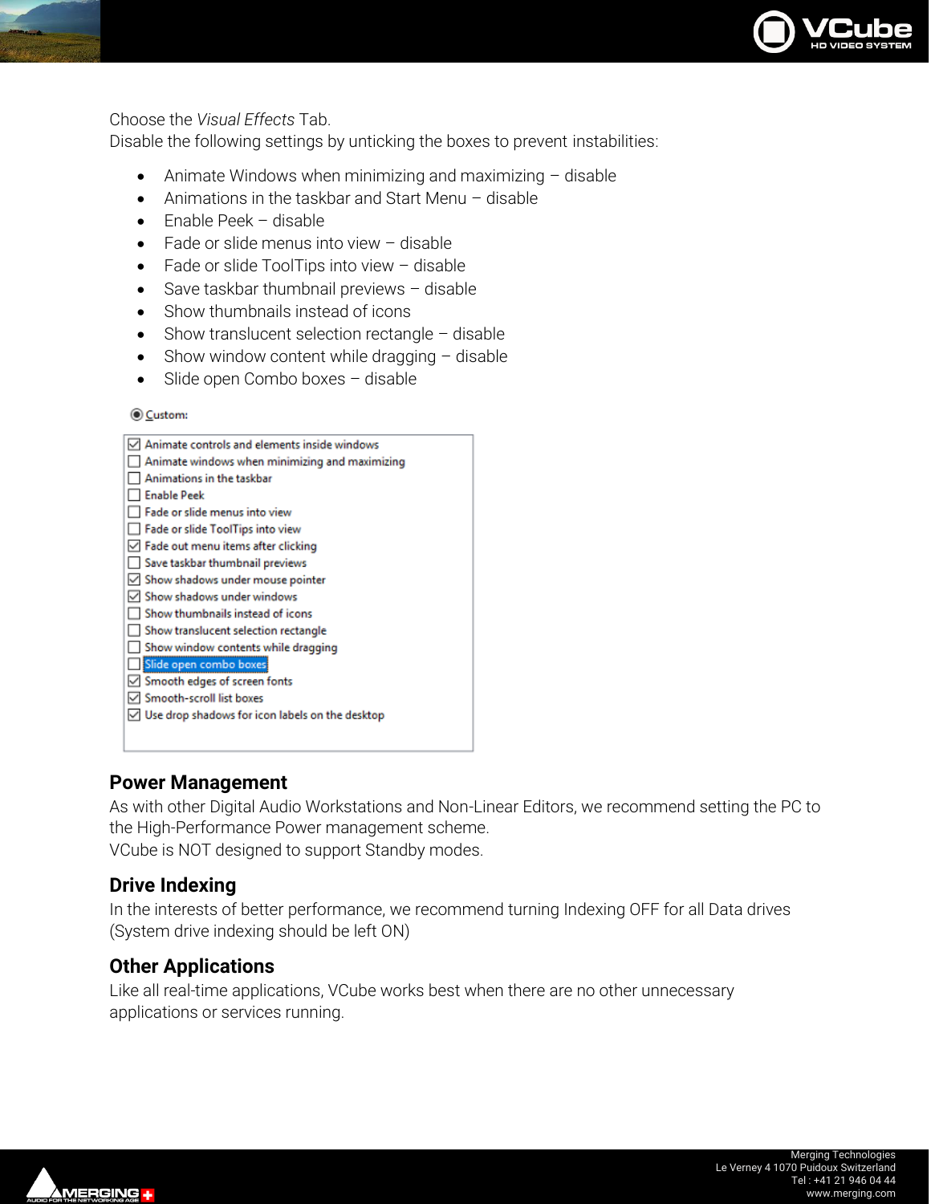Choose the *Visual Effects* Tab.
Disable the following settings by unticking the boxes to prevent instabilities:

- Animate Windows when minimizing and maximizing – disable
- Animations in the taskbar and Start Menu – disable
- Enable Peek – disable
- Fade or slide menus into view – disable
- Fade or slide ToolTips into view – disable
- Save taskbar thumbnail previews – disable
- Show thumbnails instead of icons
- Show translucent selection rectangle – disable
- Show window content while dragging – disable
- Slide open Combo boxes – disable

◉ Custom:

- [x] Animate controls and elements inside windows
- [ ] Animate windows when minimizing and maximizing
- [ ] Animations in the taskbar
- [ ] Enable Peek
- [ ] Fade or slide menus into view
- [ ] Fade or slide ToolTips into view
- [x] Fade out menu items after clicking
- [ ] Save taskbar thumbnail previews
- [x] Show shadows under mouse pointer
- [x] Show shadows under windows
- [ ] Show thumbnails instead of icons
- [ ] Show translucent selection rectangle
- [ ] Show window contents while dragging
- [ ] Slide open combo boxes
- [x] Smooth edges of screen fonts
- [x] Smooth-scroll list boxes
- [x] Use drop shadows for icon labels on the desktop

## Power Management

As with other Digital Audio Workstations and Non-Linear Editors, we recommend setting the PC to the High-Performance Power management scheme.
VCube is NOT designed to support Standby modes.

## Drive Indexing

In the interests of better performance, we recommend turning Indexing OFF for all Data drives (System drive indexing should be left ON)

## Other Applications

Like all real-time applications, VCube works best when there are no other unnecessary applications or services running.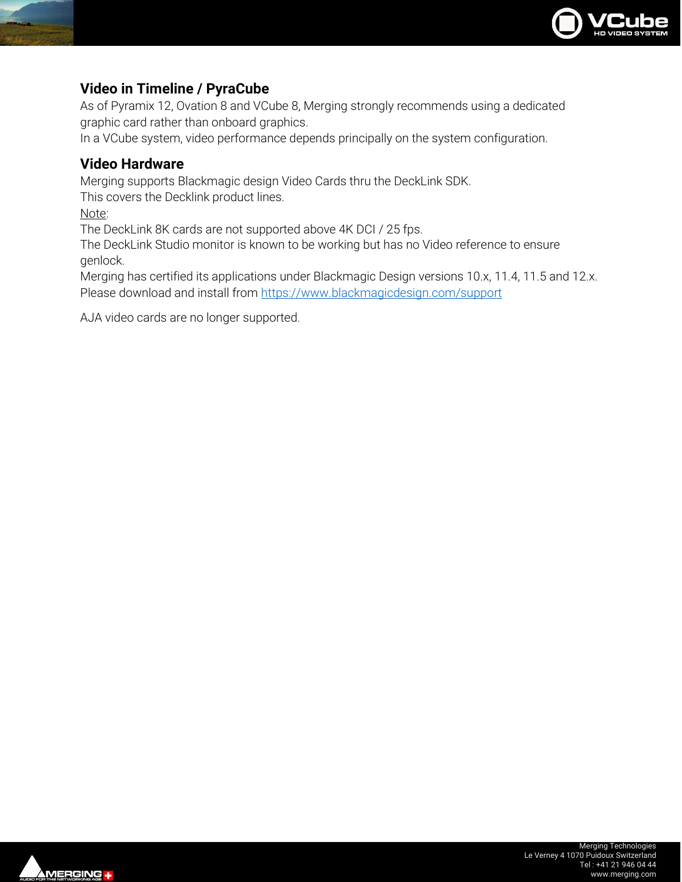## Video in Timeline / PyraCube

As of Pyramix 12, Ovation 8 and VCube 8, Merging strongly recommends using a dedicated graphic card rather than onboard graphics.
In a VCube system, video performance depends principally on the system configuration.

## Video Hardware

Merging supports Blackmagic design Video Cards thru the DeckLink SDK.
This covers the Decklink product lines.
Note:
The DeckLink 8K cards are not supported above 4K DCI / 25 fps.
The DeckLink Studio monitor is known to be working but has no Video reference to ensure genlock.
Merging has certified its applications under Blackmagic Design versions 10.x, 11.4, 11.5 and 12.x.
Please download and install from https://www.blackmagicdesign.com/support

AJA video cards are no longer supported.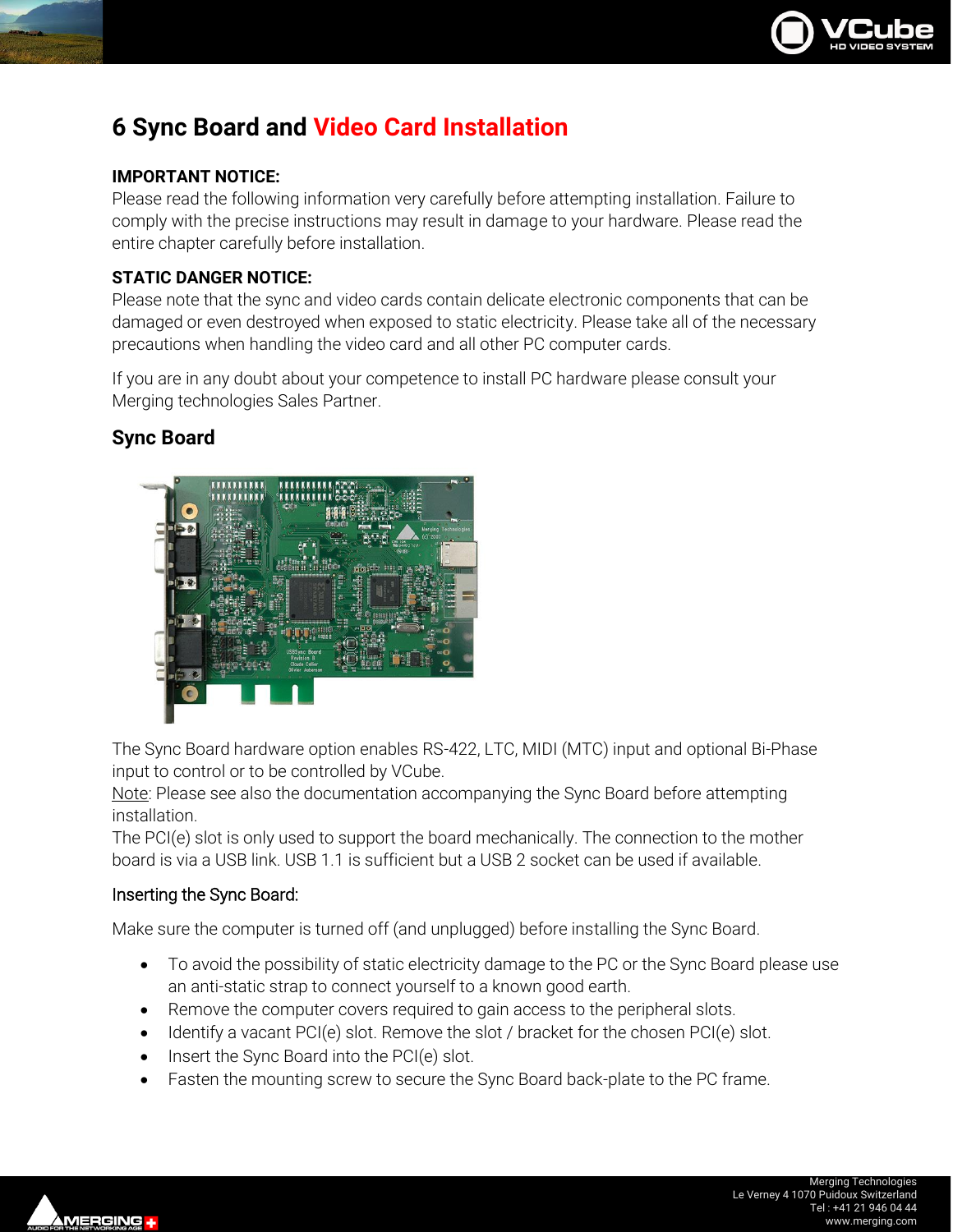# 6 Sync Board and Video Card Installation

**IMPORTANT NOTICE:**
Please read the following information very carefully before attempting installation. Failure to comply with the precise instructions may result in damage to your hardware. Please read the entire chapter carefully before installation.

**STATIC DANGER NOTICE:**
Please note that the sync and video cards contain delicate electronic components that can be damaged or even destroyed when exposed to static electricity. Please take all of the necessary precautions when handling the video card and all other PC computer cards.

If you are in any doubt about your competence to install PC hardware please consult your Merging technologies Sales Partner.

## Sync Board

The Sync Board hardware option enables RS-422, LTC, MIDI (MTC) input and optional Bi-Phase input to control or to be controlled by VCube.
Note: Please see also the documentation accompanying the Sync Board before attempting installation.
The PCI(e) slot is only used to support the board mechanically. The connection to the mother board is via a USB link. USB 1.1 is sufficient but a USB 2 socket can be used if available.

### Inserting the Sync Board:

Make sure the computer is turned off (and unplugged) before installing the Sync Board.

- To avoid the possibility of static electricity damage to the PC or the Sync Board please use an anti-static strap to connect yourself to a known good earth.
- Remove the computer covers required to gain access to the peripheral slots.
- Identify a vacant PCI(e) slot. Remove the slot / bracket for the chosen PCI(e) slot.
- Insert the Sync Board into the PCI(e) slot.
- Fasten the mounting screw to secure the Sync Board back-plate to the PC frame.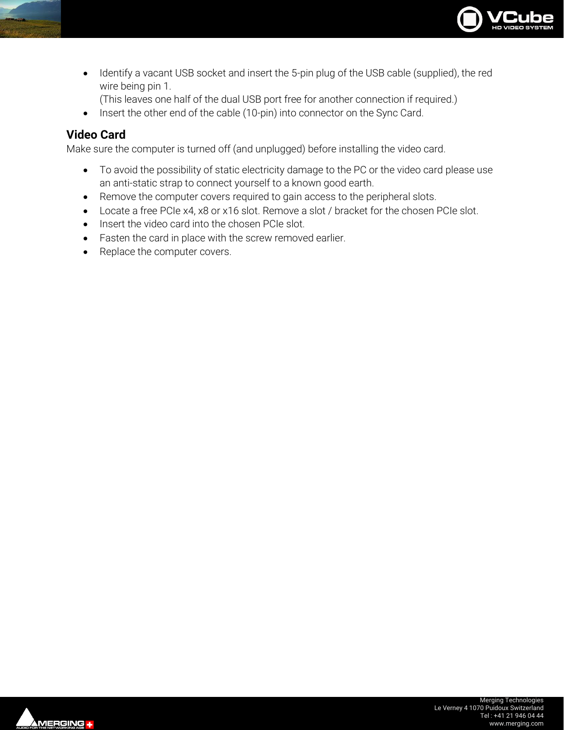- Identify a vacant USB socket and insert the 5-pin plug of the USB cable (supplied), the red wire being pin 1.
  (This leaves one half of the dual USB port free for another connection if required.)
- Insert the other end of the cable (10-pin) into connector on the Sync Card.

## Video Card

Make sure the computer is turned off (and unplugged) before installing the video card.

- To avoid the possibility of static electricity damage to the PC or the video card please use an anti-static strap to connect yourself to a known good earth.
- Remove the computer covers required to gain access to the peripheral slots.
- Locate a free PCIe x4, x8 or x16 slot. Remove a slot / bracket for the chosen PCIe slot.
- Insert the video card into the chosen PCIe slot.
- Fasten the card in place with the screw removed earlier.
- Replace the computer covers.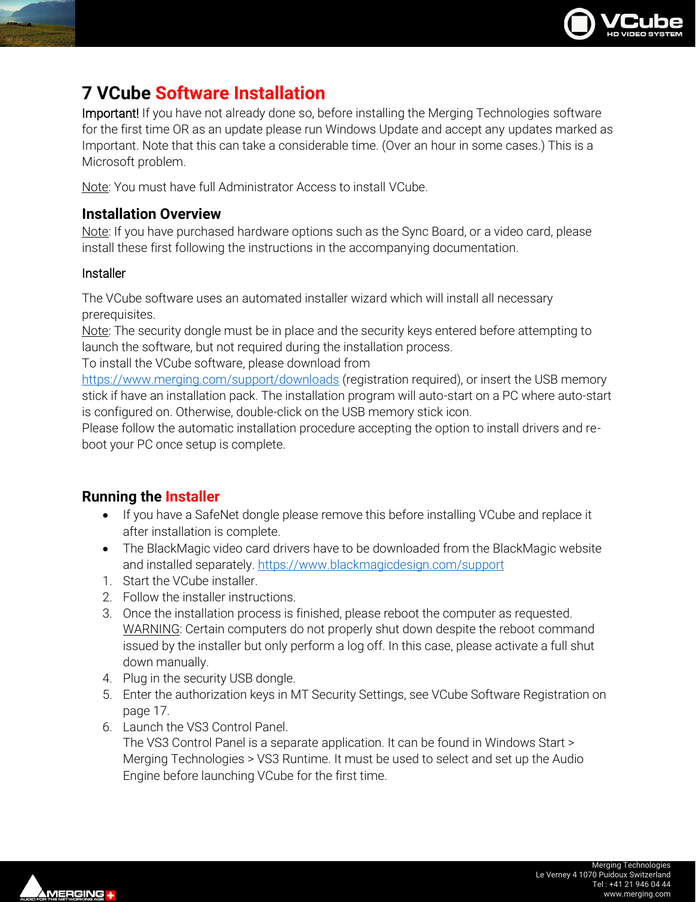# 7 VCube Software Installation

Important! If you have not already done so, before installing the Merging Technologies software for the first time OR as an update please run Windows Update and accept any updates marked as Important. Note that this can take a considerable time. (Over an hour in some cases.) This is a Microsoft problem.

Note: You must have full Administrator Access to install VCube.

## Installation Overview

Note: If you have purchased hardware options such as the Sync Board, or a video card, please install these first following the instructions in the accompanying documentation.

### Installer

The VCube software uses an automated installer wizard which will install all necessary prerequisites.

Note: The security dongle must be in place and the security keys entered before attempting to launch the software, but not required during the installation process.

To install the VCube software, please download from https://www.merging.com/support/downloads (registration required), or insert the USB memory stick if have an installation pack. The installation program will auto-start on a PC where auto-start is configured on. Otherwise, double-click on the USB memory stick icon.

Please follow the automatic installation procedure accepting the option to install drivers and re-boot your PC once setup is complete.

## Running the Installer

- If you have a SafeNet dongle please remove this before installing VCube and replace it after installation is complete.
- The BlackMagic video card drivers have to be downloaded from the BlackMagic website and installed separately. https://www.blackmagicdesign.com/support

1. Start the VCube installer.
2. Follow the installer instructions.
3. Once the installation process is finished, please reboot the computer as requested.
   WARNING: Certain computers do not properly shut down despite the reboot command issued by the installer but only perform a log off. In this case, please activate a full shut down manually.
4. Plug in the security USB dongle.
5. Enter the authorization keys in MT Security Settings, see VCube Software Registration on page 17.
6. Launch the VS3 Control Panel.
   The VS3 Control Panel is a separate application. It can be found in Windows Start > Merging Technologies > VS3 Runtime. It must be used to select and set up the Audio Engine before launching VCube for the first time.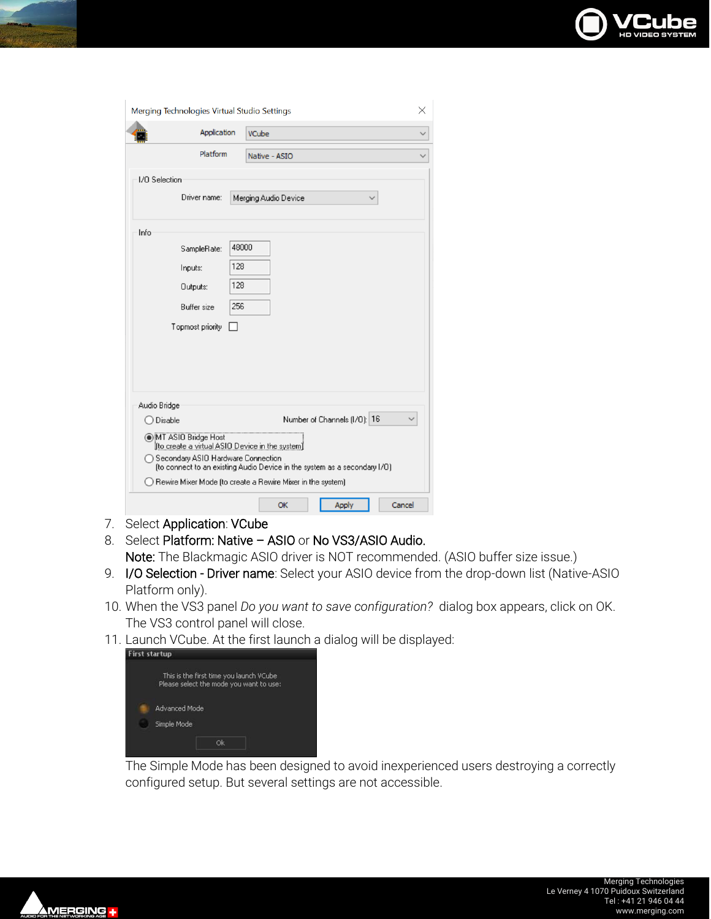7. Select **Application**: **VCube**
8. Select **Platform: Native – ASIO** or **No VS3/ASIO Audio.**
   **Note:** The Blackmagic ASIO driver is NOT recommended. (ASIO buffer size issue.)
9. **I/O Selection - Driver name**: Select your ASIO device from the drop-down list (Native-ASIO Platform only).
10. When the VS3 panel *Do you want to save configuration?* dialog box appears, click on OK. The VS3 control panel will close.
11. Launch VCube. At the first launch a dialog will be displayed:

    The Simple Mode has been designed to avoid inexperienced users destroying a correctly configured setup. But several settings are not accessible.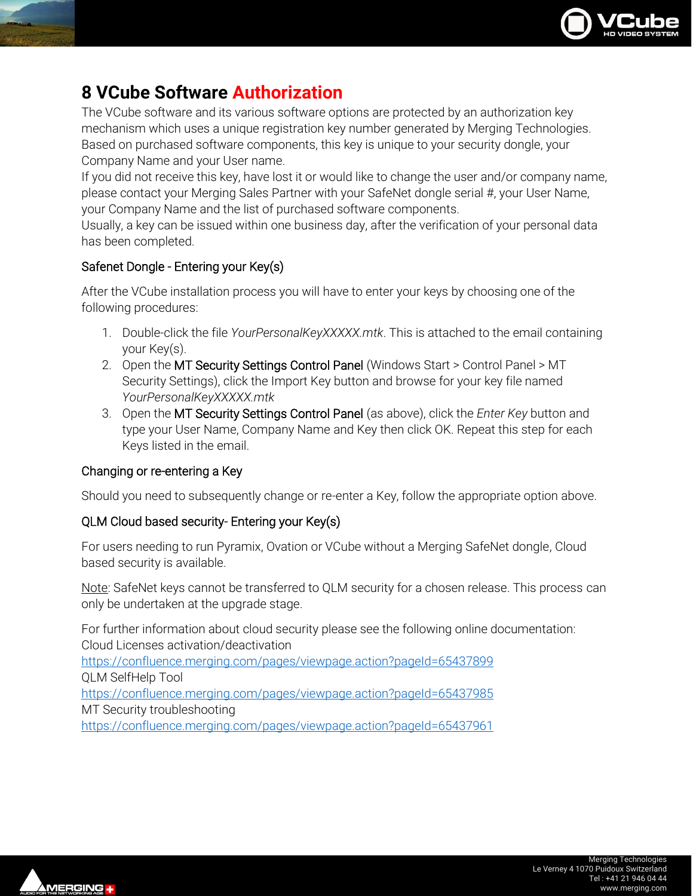# 8 VCube Software Authorization

The VCube software and its various software options are protected by an authorization key mechanism which uses a unique registration key number generated by Merging Technologies. Based on purchased software components, this key is unique to your security dongle, your Company Name and your User name.

If you did not receive this key, have lost it or would like to change the user and/or company name, please contact your Merging Sales Partner with your SafeNet dongle serial #, your User Name, your Company Name and the list of purchased software components.

Usually, a key can be issued within one business day, after the verification of your personal data has been completed.

## Safenet Dongle - Entering your Key(s)

After the VCube installation process you will have to enter your keys by choosing one of the following procedures:

1. Double-click the file *YourPersonalKeyXXXXX.mtk*. This is attached to the email containing your Key(s).
2. Open the MT Security Settings Control Panel (Windows Start > Control Panel > MT Security Settings), click the Import Key button and browse for your key file named *YourPersonalKeyXXXXX.mtk*
3. Open the MT Security Settings Control Panel (as above), click the *Enter Key* button and type your User Name, Company Name and Key then click OK. Repeat this step for each Keys listed in the email.

## Changing or re-entering a Key

Should you need to subsequently change or re-enter a Key, follow the appropriate option above.

## QLM Cloud based security- Entering your Key(s)

For users needing to run Pyramix, Ovation or VCube without a Merging SafeNet dongle, Cloud based security is available.

Note: SafeNet keys cannot be transferred to QLM security for a chosen release. This process can only be undertaken at the upgrade stage.

For further information about cloud security please see the following online documentation:
Cloud Licenses activation/deactivation
https://confluence.merging.com/pages/viewpage.action?pageId=65437899
QLM SelfHelp Tool
https://confluence.merging.com/pages/viewpage.action?pageId=65437985
MT Security troubleshooting
https://confluence.merging.com/pages/viewpage.action?pageId=65437961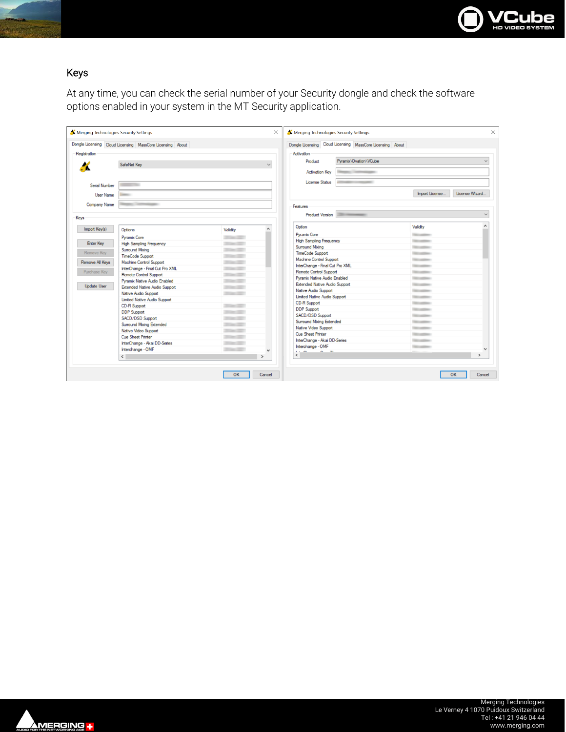## Keys

At any time, you can check the serial number of your Security dongle and check the software options enabled in your system in the MT Security application.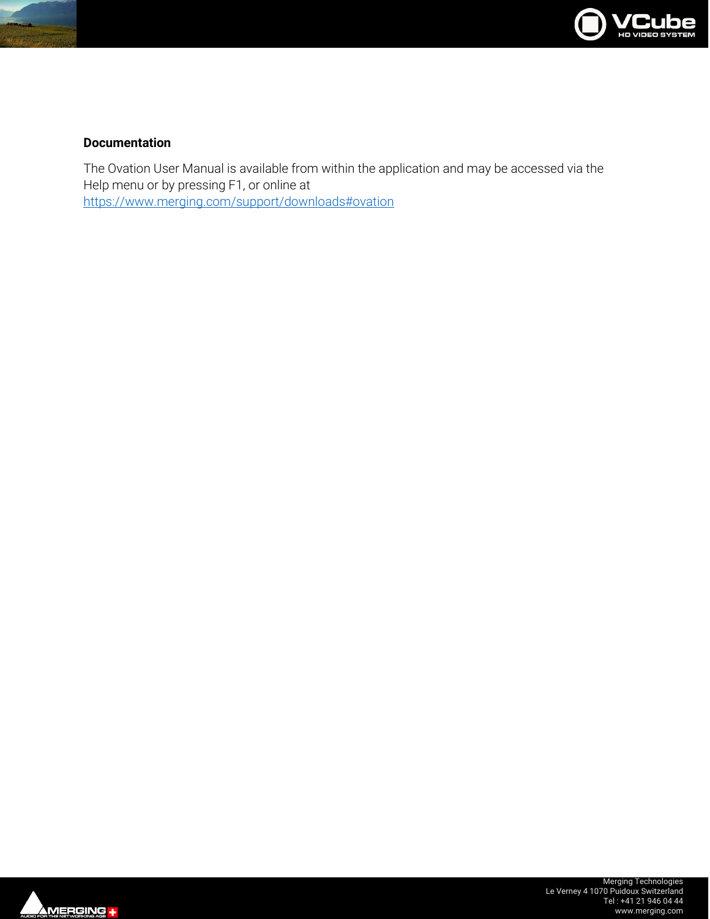**Documentation**

The Ovation User Manual is available from within the application and may be accessed via the Help menu or by pressing F1, or online at
https://www.merging.com/support/downloads#ovation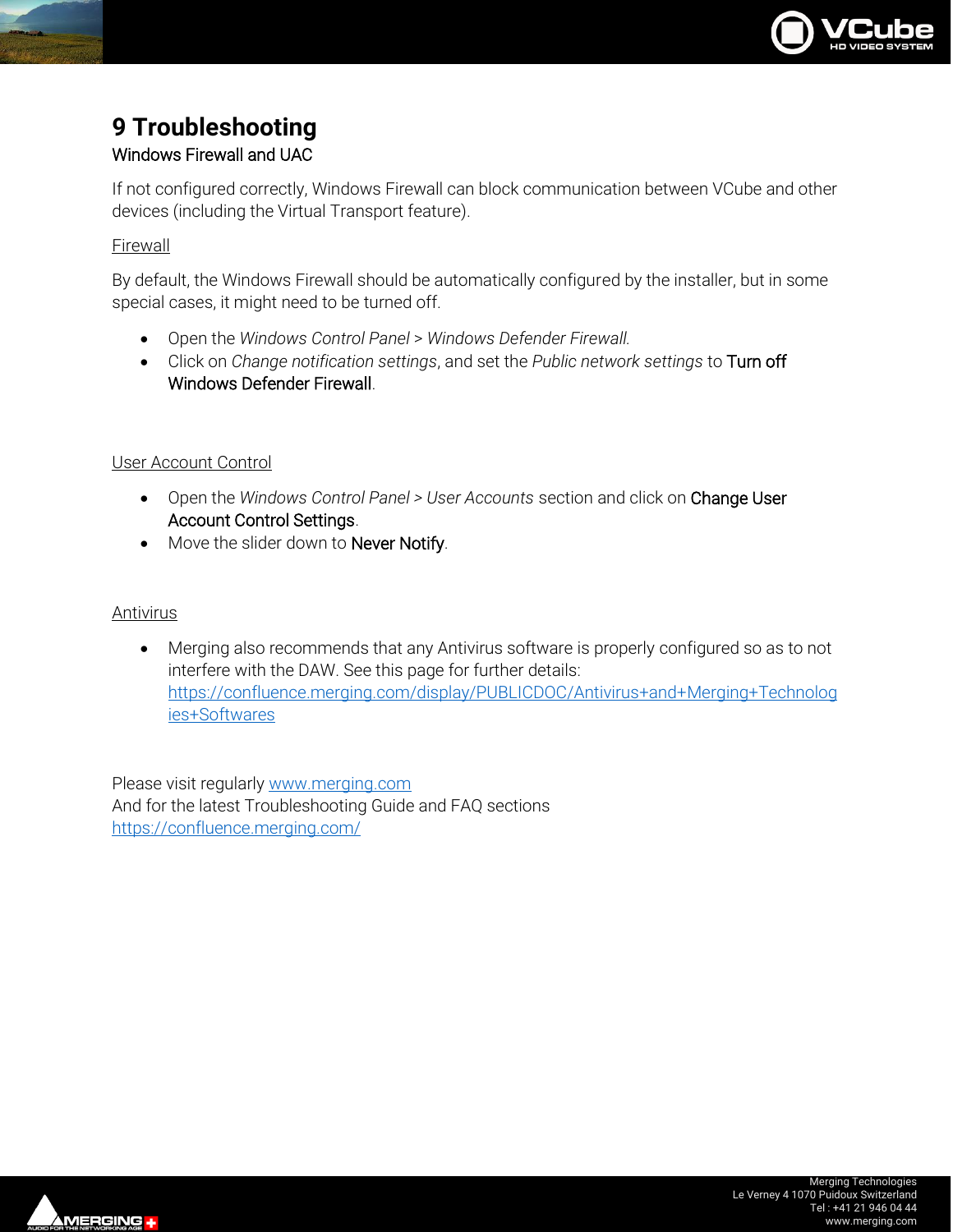# 9 Troubleshooting

Windows Firewall and UAC

If not configured correctly, Windows Firewall can block communication between VCube and other devices (including the Virtual Transport feature).

Firewall

By default, the Windows Firewall should be automatically configured by the installer, but in some special cases, it might need to be turned off.

- Open the *Windows Control Panel > Windows Defender Firewall.*
- Click on *Change notification settings*, and set the *Public network settings* to Turn off Windows Defender Firewall.

User Account Control

- Open the *Windows Control Panel > User Accounts* section and click on Change User Account Control Settings.
- Move the slider down to Never Notify.

Antivirus

- Merging also recommends that any Antivirus software is properly configured so as to not interfere with the DAW. See this page for further details: https://confluence.merging.com/display/PUBLICDOC/Antivirus+and+Merging+Technologies+Softwares

Please visit regularly www.merging.com
And for the latest Troubleshooting Guide and FAQ sections
https://confluence.merging.com/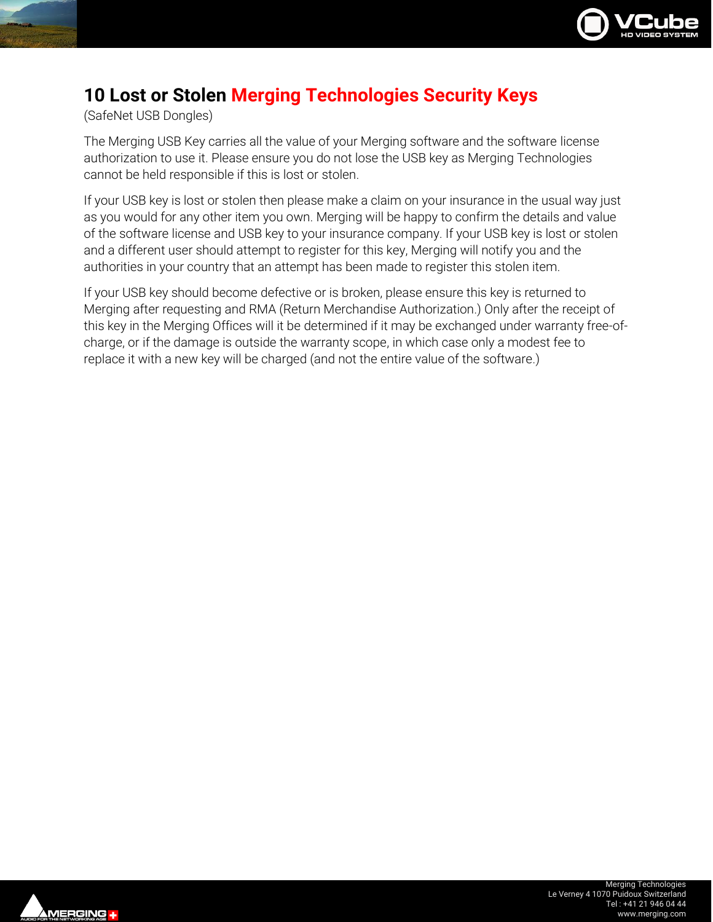# 10 Lost or Stolen Merging Technologies Security Keys

(SafeNet USB Dongles)

The Merging USB Key carries all the value of your Merging software and the software license authorization to use it. Please ensure you do not lose the USB key as Merging Technologies cannot be held responsible if this is lost or stolen.

If your USB key is lost or stolen then please make a claim on your insurance in the usual way just as you would for any other item you own. Merging will be happy to confirm the details and value of the software license and USB key to your insurance company. If your USB key is lost or stolen and a different user should attempt to register for this key, Merging will notify you and the authorities in your country that an attempt has been made to register this stolen item.

If your USB key should become defective or is broken, please ensure this key is returned to Merging after requesting and RMA (Return Merchandise Authorization.) Only after the receipt of this key in the Merging Offices will it be determined if it may be exchanged under warranty free-of-charge, or if the damage is outside the warranty scope, in which case only a modest fee to replace it with a new key will be charged (and not the entire value of the software.)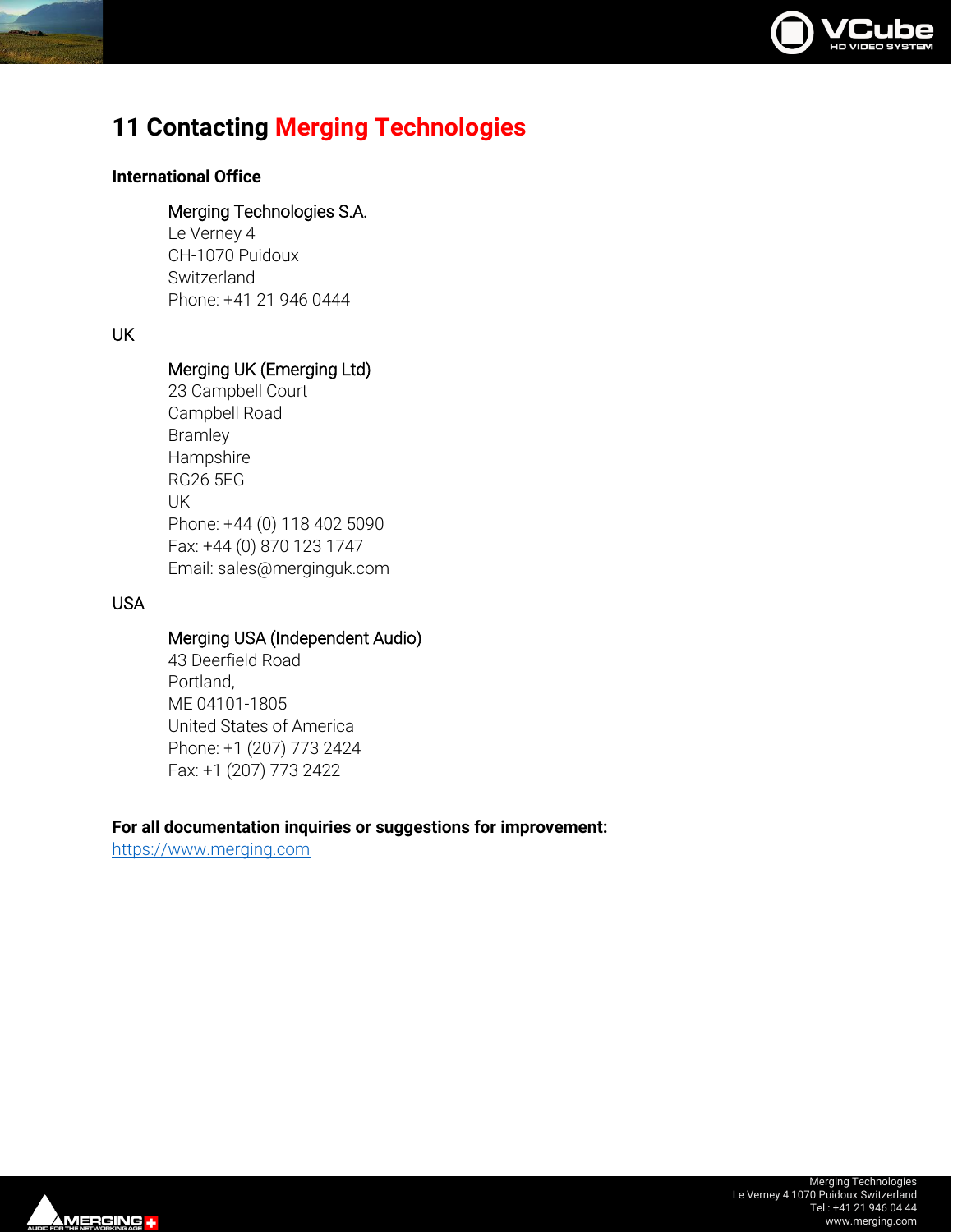# 11 Contacting Merging Technologies

**International Office**

Merging Technologies S.A.
Le Verney 4
CH-1070 Puidoux
Switzerland
Phone: +41 21 946 0444

UK

Merging UK (Emerging Ltd)
23 Campbell Court
Campbell Road
Bramley
Hampshire
RG26 5EG
UK
Phone: +44 (0) 118 402 5090
Fax: +44 (0) 870 123 1747
Email: sales@merginguk.com

USA

Merging USA (Independent Audio)
43 Deerfield Road
Portland,
ME 04101-1805
United States of America
Phone: +1 (207) 773 2424
Fax: +1 (207) 773 2422

**For all documentation inquiries or suggestions for improvement:**
https://www.merging.com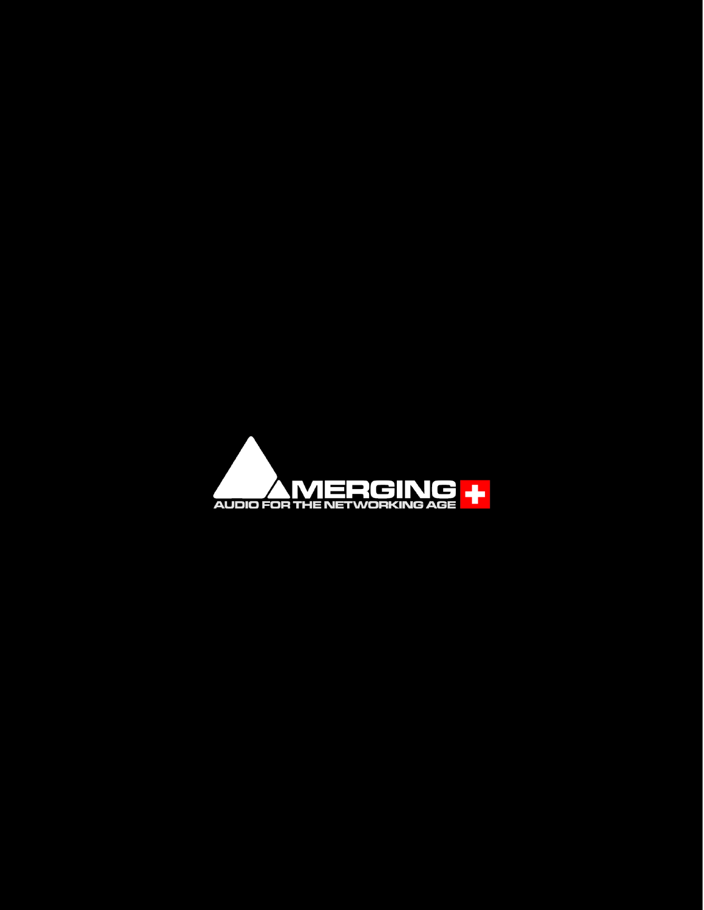MERGING

AUDIO FOR THE NETWORKING AGE